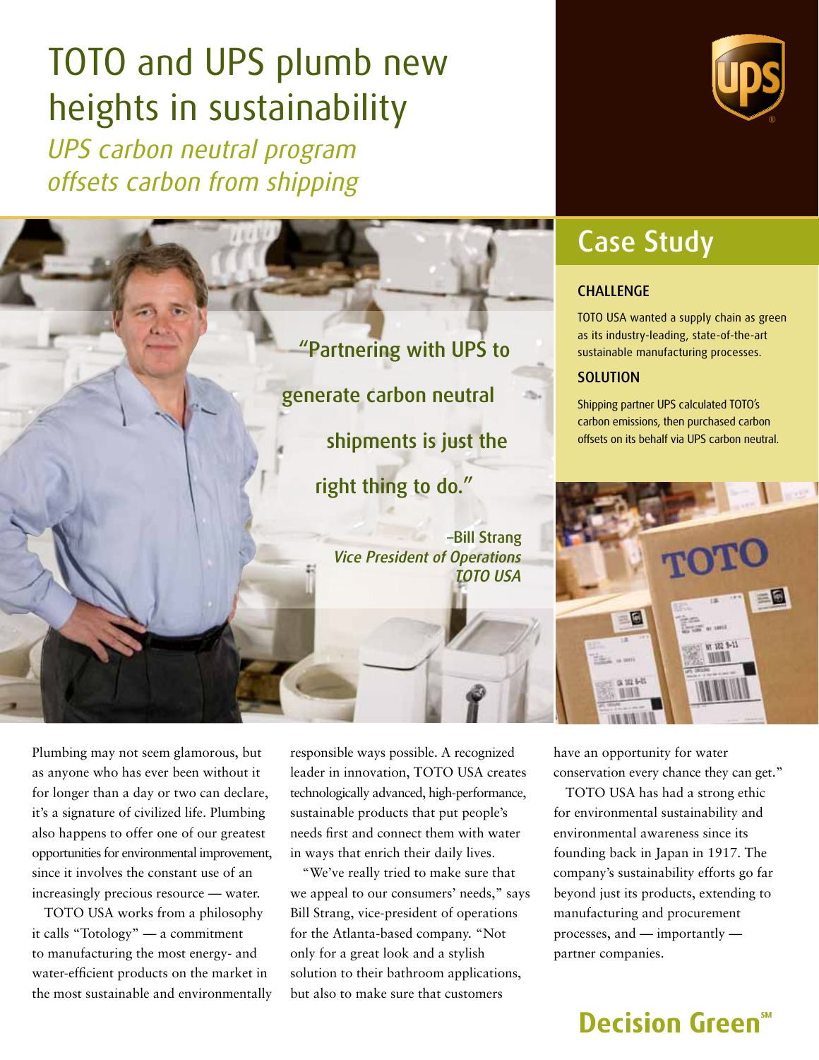# TOTO and UPS plumb new heights in sustainability

*UPS carbon neutral program offsets carbon from shipping*

## Case Study

### CHALLENGE

TOTO USA wanted a supply chain as green as its industry-leading, state-of-the-art sustainable manufacturing processes.

### SOLUTION

Shipping partner UPS calculated TOTO's carbon emissions, then purchased carbon offsets on its behalf via UPS carbon neutral.

> **"Partnering with UPS to generate carbon neutral shipments is just the right thing to do."**
>
> **–Bill Strang**
> *Vice President of Operations*
> *TOTO USA*

Plumbing may not seem glamorous, but as anyone who has ever been without it for longer than a day or two can declare, it's a signature of civilized life. Plumbing also happens to offer one of our greatest opportunities for environmental improvement, since it involves the constant use of an increasingly precious resource — water.

TOTO USA works from a philosophy it calls "Totology" — a commitment to manufacturing the most energy- and water-efficient products on the market in the most sustainable and environmentally responsible ways possible. A recognized leader in innovation, TOTO USA creates technologically advanced, high-performance, sustainable products that put people's needs first and connect them with water in ways that enrich their daily lives.

"We've really tried to make sure that we appeal to our consumers' needs," says Bill Strang, vice-president of operations for the Atlanta-based company. "Not only for a great look and a stylish solution to their bathroom applications, but also to make sure that customers have an opportunity for water conservation every chance they can get."

TOTO USA has had a strong ethic for environmental sustainability and environmental awareness since its founding back in Japan in 1917. The company's sustainability efforts go far beyond just its products, extending to manufacturing and procurement processes, and — importantly — partner companies.

**Decision Green℠**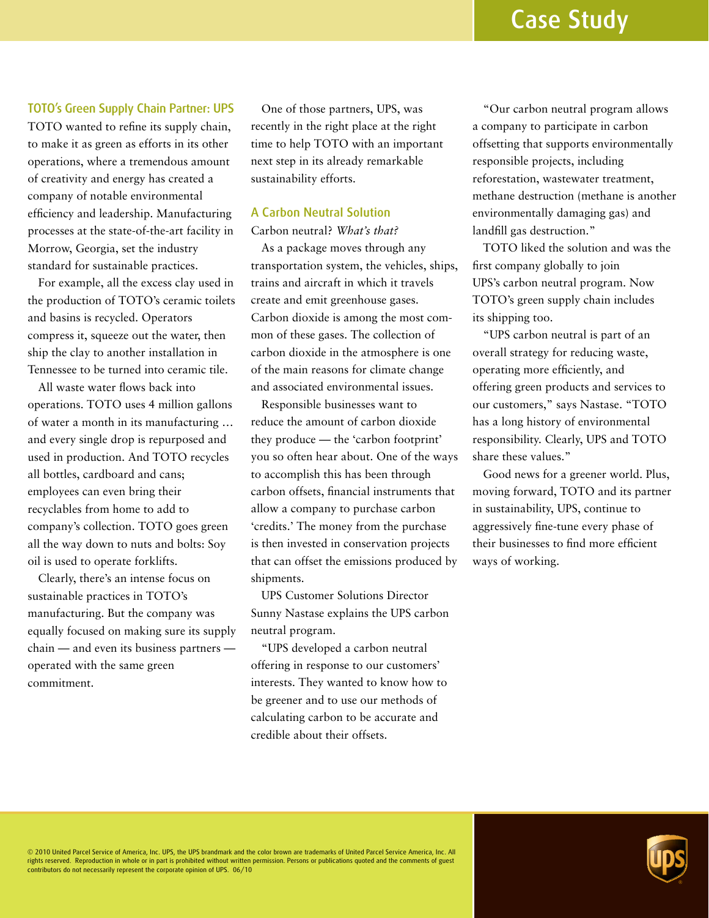## TOTO's Green Supply Chain Partner: UPS

TOTO wanted to refine its supply chain, to make it as green as efforts in its other operations, where a tremendous amount of creativity and energy has created a company of notable environmental efficiency and leadership. Manufacturing processes at the state-of-the-art facility in Morrow, Georgia, set the industry standard for sustainable practices.

For example, all the excess clay used in the production of TOTO's ceramic toilets and basins is recycled. Operators compress it, squeeze out the water, then ship the clay to another installation in Tennessee to be turned into ceramic tile.

All waste water flows back into operations. TOTO uses 4 million gallons of water a month in its manufacturing … and every single drop is repurposed and used in production. And TOTO recycles all bottles, cardboard and cans; employees can even bring their recyclables from home to add to company's collection. TOTO goes green all the way down to nuts and bolts: Soy oil is used to operate forklifts.

Clearly, there's an intense focus on sustainable practices in TOTO's manufacturing. But the company was equally focused on making sure its supply chain — and even its business partners — operated with the same green commitment.

One of those partners, UPS, was recently in the right place at the right time to help TOTO with an important next step in its already remarkable sustainability efforts.

## A Carbon Neutral Solution

Carbon neutral? *What's that?*

As a package moves through any transportation system, the vehicles, ships, trains and aircraft in which it travels create and emit greenhouse gases. Carbon dioxide is among the most common of these gases. The collection of carbon dioxide in the atmosphere is one of the main reasons for climate change and associated environmental issues.

Responsible businesses want to reduce the amount of carbon dioxide they produce — the 'carbon footprint' you so often hear about. One of the ways to accomplish this has been through carbon offsets, financial instruments that allow a company to purchase carbon 'credits.' The money from the purchase is then invested in conservation projects that can offset the emissions produced by shipments.

UPS Customer Solutions Director Sunny Nastase explains the UPS carbon neutral program.

"UPS developed a carbon neutral offering in response to our customers' interests. They wanted to know how to be greener and to use our methods of calculating carbon to be accurate and credible about their offsets.

"Our carbon neutral program allows a company to participate in carbon offsetting that supports environmentally responsible projects, including reforestation, wastewater treatment, methane destruction (methane is another environmentally damaging gas) and landfill gas destruction."

TOTO liked the solution and was the first company globally to join UPS's carbon neutral program. Now TOTO's green supply chain includes its shipping too.

"UPS carbon neutral is part of an overall strategy for reducing waste, operating more efficiently, and offering green products and services to our customers," says Nastase. "TOTO has a long history of environmental responsibility. Clearly, UPS and TOTO share these values."

Good news for a greener world. Plus, moving forward, TOTO and its partner in sustainability, UPS, continue to aggressively fine-tune every phase of their businesses to find more efficient ways of working.

© 2010 United Parcel Service of America, Inc. UPS, the UPS brandmark and the color brown are trademarks of United Parcel Service America, Inc. All rights reserved. Reproduction in whole or in part is prohibited without written permission. Persons or publications quoted and the comments of guest contributors do not necessarily represent the corporate opinion of UPS. 06/10